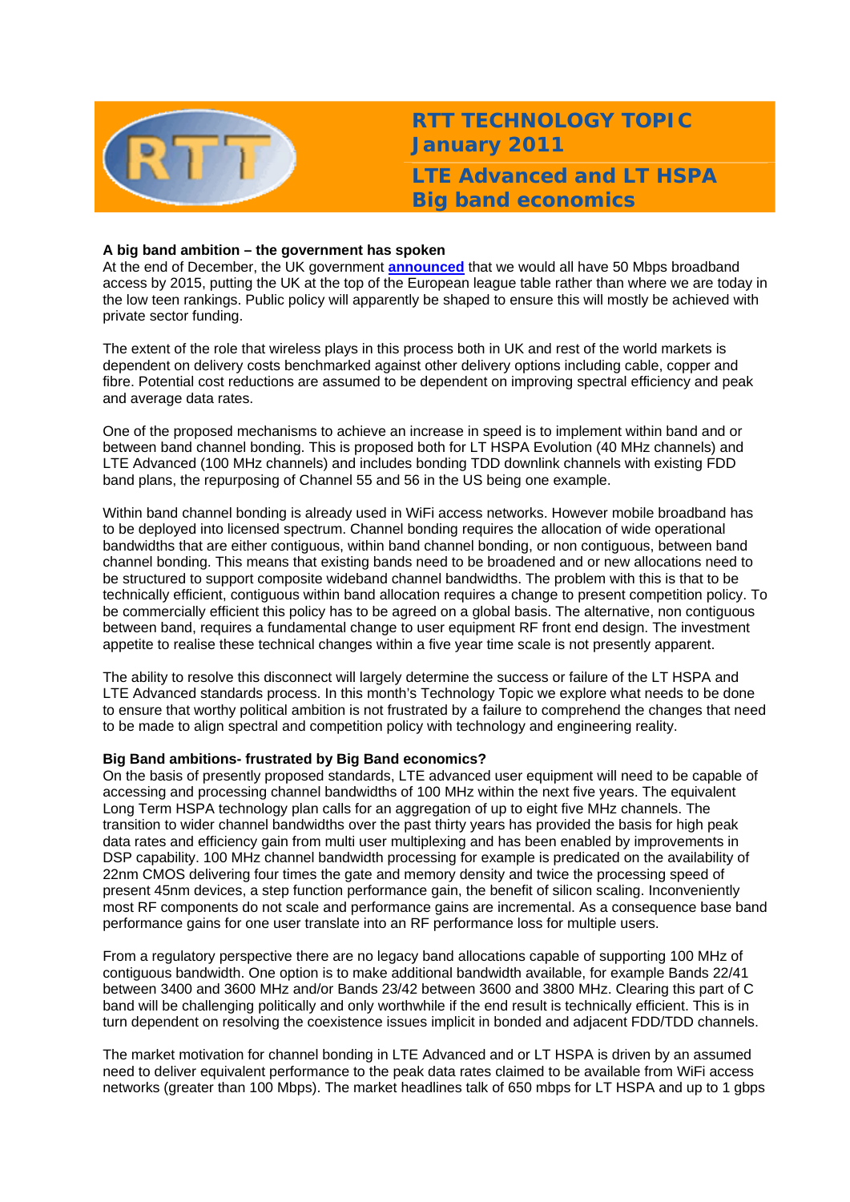# RTT TECHNOLOGY TOPIC January 2011

# LTE Advanced and LT HSPA Big band economics

**A big band ambition – the government has spoken**

At the end of December, the UK government **announced** that we would all have 50 Mbps broadband access by 2015, putting the UK at the top of the European league table rather than where we are today in the low teen rankings. Public policy will apparently be shaped to ensure this will mostly be achieved with private sector funding.

The extent of the role that wireless plays in this process both in UK and rest of the world markets is dependent on delivery costs benchmarked against other delivery options including cable, copper and fibre. Potential cost reductions are assumed to be dependent on improving spectral efficiency and peak and average data rates.

One of the proposed mechanisms to achieve an increase in speed is to implement within band and or between band channel bonding. This is proposed both for LT HSPA Evolution (40 MHz channels) and LTE Advanced (100 MHz channels) and includes bonding TDD downlink channels with existing FDD band plans, the repurposing of Channel 55 and 56 in the US being one example.

Within band channel bonding is already used in WiFi access networks. However mobile broadband has to be deployed into licensed spectrum. Channel bonding requires the allocation of wide operational bandwidths that are either contiguous, within band channel bonding, or non contiguous, between band channel bonding. This means that existing bands need to be broadened and or new allocations need to be structured to support composite wideband channel bandwidths. The problem with this is that to be technically efficient, contiguous within band allocation requires a change to present competition policy. To be commercially efficient this policy has to be agreed on a global basis. The alternative, non contiguous between band, requires a fundamental change to user equipment RF front end design. The investment appetite to realise these technical changes within a five year time scale is not presently apparent.

The ability to resolve this disconnect will largely determine the success or failure of the LT HSPA and LTE Advanced standards process. In this month's Technology Topic we explore what needs to be done to ensure that worthy political ambition is not frustrated by a failure to comprehend the changes that need to be made to align spectral and competition policy with technology and engineering reality.

**Big Band ambitions- frustrated by Big Band economics?**

On the basis of presently proposed standards, LTE advanced user equipment will need to be capable of accessing and processing channel bandwidths of 100 MHz within the next five years. The equivalent Long Term HSPA technology plan calls for an aggregation of up to eight five MHz channels. The transition to wider channel bandwidths over the past thirty years has provided the basis for high peak data rates and efficiency gain from multi user multiplexing and has been enabled by improvements in DSP capability. 100 MHz channel bandwidth processing for example is predicated on the availability of 22nm CMOS delivering four times the gate and memory density and twice the processing speed of present 45nm devices, a step function performance gain, the benefit of silicon scaling. Inconveniently most RF components do not scale and performance gains are incremental. As a consequence base band performance gains for one user translate into an RF performance loss for multiple users.

From a regulatory perspective there are no legacy band allocations capable of supporting 100 MHz of contiguous bandwidth. One option is to make additional bandwidth available, for example Bands 22/41 between 3400 and 3600 MHz and/or Bands 23/42 between 3600 and 3800 MHz. Clearing this part of C band will be challenging politically and only worthwhile if the end result is technically efficient. This is in turn dependent on resolving the coexistence issues implicit in bonded and adjacent FDD/TDD channels.

The market motivation for channel bonding in LTE Advanced and or LT HSPA is driven by an assumed need to deliver equivalent performance to the peak data rates claimed to be available from WiFi access networks (greater than 100 Mbps). The market headlines talk of 650 mbps for LT HSPA and up to 1 gbps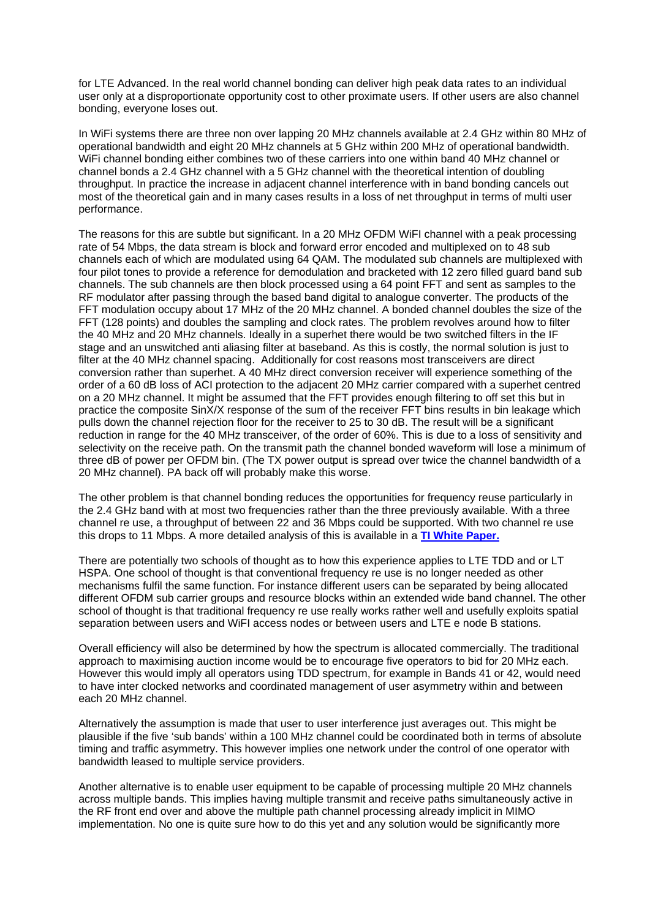for LTE Advanced. In the real world channel bonding can deliver high peak data rates to an individual user only at a disproportionate opportunity cost to other proximate users. If other users are also channel bonding, everyone loses out.

In WiFi systems there are three non over lapping 20 MHz channels available at 2.4 GHz within 80 MHz of operational bandwidth and eight 20 MHz channels at 5 GHz within 200 MHz of operational bandwidth. WiFi channel bonding either combines two of these carriers into one within band 40 MHz channel or channel bonds a 2.4 GHz channel with a 5 GHz channel with the theoretical intention of doubling throughput. In practice the increase in adjacent channel interference with in band bonding cancels out most of the theoretical gain and in many cases results in a loss of net throughput in terms of multi user performance.

The reasons for this are subtle but significant. In a 20 MHz OFDM WiFI channel with a peak processing rate of 54 Mbps, the data stream is block and forward error encoded and multiplexed on to 48 sub channels each of which are modulated using 64 QAM. The modulated sub channels are multiplexed with four pilot tones to provide a reference for demodulation and bracketed with 12 zero filled guard band sub channels. The sub channels are then block processed using a 64 point FFT and sent as samples to the RF modulator after passing through the based band digital to analogue converter. The products of the FFT modulation occupy about 17 MHz of the 20 MHz channel. A bonded channel doubles the size of the FFT (128 points) and doubles the sampling and clock rates. The problem revolves around how to filter the 40 MHz and 20 MHz channels. Ideally in a superhet there would be two switched filters in the IF stage and an unswitched anti aliasing filter at baseband. As this is costly, the normal solution is just to filter at the 40 MHz channel spacing. Additionally for cost reasons most transceivers are direct conversion rather than superhet. A 40 MHz direct conversion receiver will experience something of the order of a 60 dB loss of ACI protection to the adjacent 20 MHz carrier compared with a superhet centred on a 20 MHz channel. It might be assumed that the FFT provides enough filtering to off set this but in practice the composite SinX/X response of the sum of the receiver FFT bins results in bin leakage which pulls down the channel rejection floor for the receiver to 25 to 30 dB. The result will be a significant reduction in range for the 40 MHz transceiver, of the order of 60%. This is due to a loss of sensitivity and selectivity on the receive path. On the transmit path the channel bonded waveform will lose a minimum of three dB of power per OFDM bin. (The TX power output is spread over twice the channel bandwidth of a 20 MHz channel). PA back off will probably make this worse.

The other problem is that channel bonding reduces the opportunities for frequency reuse particularly in the 2.4 GHz band with at most two frequencies rather than the three previously available. With a three channel re use, a throughput of between 22 and 36 Mbps could be supported. With two channel re use this drops to 11 Mbps. A more detailed analysis of this is available in a **TI White Paper.**

There are potentially two schools of thought as to how this experience applies to LTE TDD and or LT HSPA. One school of thought is that conventional frequency re use is no longer needed as other mechanisms fulfil the same function. For instance different users can be separated by being allocated different OFDM sub carrier groups and resource blocks within an extended wide band channel. The other school of thought is that traditional frequency re use really works rather well and usefully exploits spatial separation between users and WiFI access nodes or between users and LTE e node B stations.

Overall efficiency will also be determined by how the spectrum is allocated commercially. The traditional approach to maximising auction income would be to encourage five operators to bid for 20 MHz each. However this would imply all operators using TDD spectrum, for example in Bands 41 or 42, would need to have inter clocked networks and coordinated management of user asymmetry within and between each 20 MHz channel.

Alternatively the assumption is made that user to user interference just averages out. This might be plausible if the five 'sub bands' within a 100 MHz channel could be coordinated both in terms of absolute timing and traffic asymmetry. This however implies one network under the control of one operator with bandwidth leased to multiple service providers.

Another alternative is to enable user equipment to be capable of processing multiple 20 MHz channels across multiple bands. This implies having multiple transmit and receive paths simultaneously active in the RF front end over and above the multiple path channel processing already implicit in MIMO implementation. No one is quite sure how to do this yet and any solution would be significantly more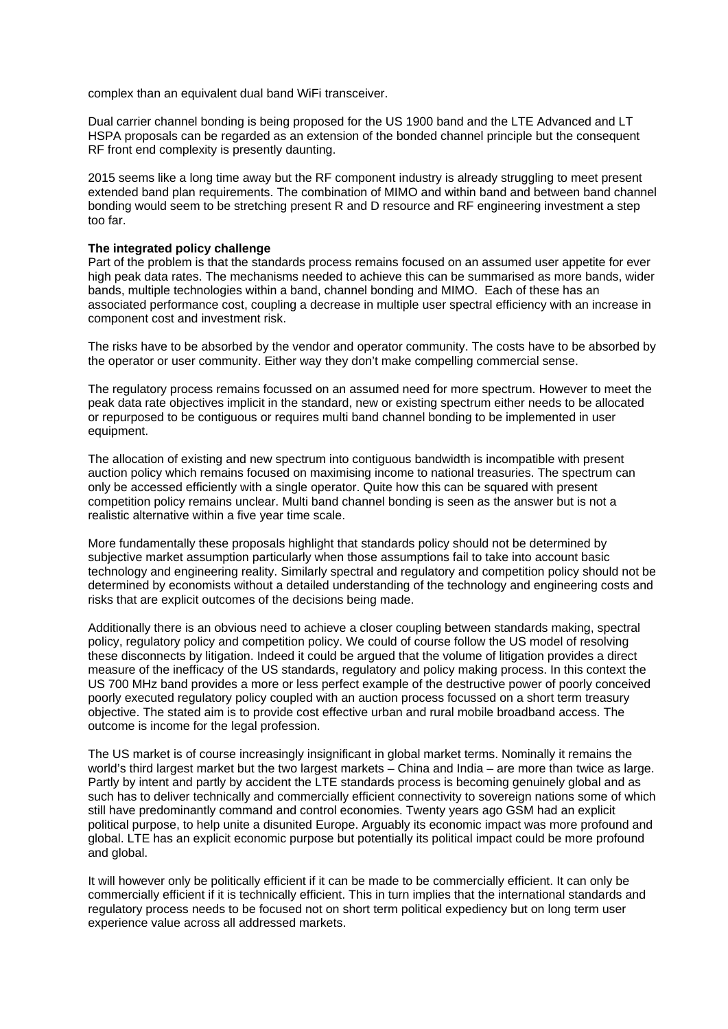complex than an equivalent dual band WiFi transceiver.

Dual carrier channel bonding is being proposed for the US 1900 band and the LTE Advanced and LT HSPA proposals can be regarded as an extension of the bonded channel principle but the consequent RF front end complexity is presently daunting.

2015 seems like a long time away but the RF component industry is already struggling to meet present extended band plan requirements. The combination of MIMO and within band and between band channel bonding would seem to be stretching present R and D resource and RF engineering investment a step too far.

**The integrated policy challenge**

Part of the problem is that the standards process remains focused on an assumed user appetite for ever high peak data rates. The mechanisms needed to achieve this can be summarised as more bands, wider bands, multiple technologies within a band, channel bonding and MIMO. Each of these has an associated performance cost, coupling a decrease in multiple user spectral efficiency with an increase in component cost and investment risk.

The risks have to be absorbed by the vendor and operator community. The costs have to be absorbed by the operator or user community. Either way they don't make compelling commercial sense.

The regulatory process remains focussed on an assumed need for more spectrum. However to meet the peak data rate objectives implicit in the standard, new or existing spectrum either needs to be allocated or repurposed to be contiguous or requires multi band channel bonding to be implemented in user equipment.

The allocation of existing and new spectrum into contiguous bandwidth is incompatible with present auction policy which remains focused on maximising income to national treasuries. The spectrum can only be accessed efficiently with a single operator. Quite how this can be squared with present competition policy remains unclear. Multi band channel bonding is seen as the answer but is not a realistic alternative within a five year time scale.

More fundamentally these proposals highlight that standards policy should not be determined by subjective market assumption particularly when those assumptions fail to take into account basic technology and engineering reality. Similarly spectral and regulatory and competition policy should not be determined by economists without a detailed understanding of the technology and engineering costs and risks that are explicit outcomes of the decisions being made.

Additionally there is an obvious need to achieve a closer coupling between standards making, spectral policy, regulatory policy and competition policy. We could of course follow the US model of resolving these disconnects by litigation. Indeed it could be argued that the volume of litigation provides a direct measure of the inefficacy of the US standards, regulatory and policy making process. In this context the US 700 MHz band provides a more or less perfect example of the destructive power of poorly conceived poorly executed regulatory policy coupled with an auction process focussed on a short term treasury objective. The stated aim is to provide cost effective urban and rural mobile broadband access. The outcome is income for the legal profession.

The US market is of course increasingly insignificant in global market terms. Nominally it remains the world's third largest market but the two largest markets – China and India – are more than twice as large. Partly by intent and partly by accident the LTE standards process is becoming genuinely global and as such has to deliver technically and commercially efficient connectivity to sovereign nations some of which still have predominantly command and control economies. Twenty years ago GSM had an explicit political purpose, to help unite a disunited Europe. Arguably its economic impact was more profound and global. LTE has an explicit economic purpose but potentially its political impact could be more profound and global.

It will however only be politically efficient if it can be made to be commercially efficient. It can only be commercially efficient if it is technically efficient. This in turn implies that the international standards and regulatory process needs to be focused not on short term political expediency but on long term user experience value across all addressed markets.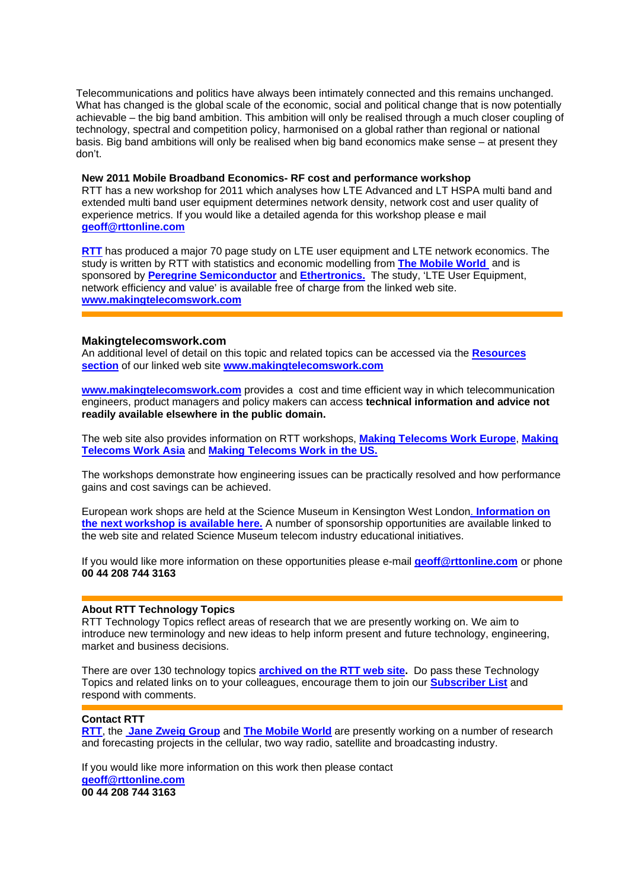Telecommunications and politics have always been intimately connected and this remains unchanged. What has changed is the global scale of the economic, social and political change that is now potentially achievable – the big band ambition. This ambition will only be realised through a much closer coupling of technology, spectral and competition policy, harmonised on a global rather than regional or national basis. Big band ambitions will only be realised when big band economics make sense – at present they don't.

**New 2011 Mobile Broadband Economics- RF cost and performance workshop**
RTT has a new workshop for 2011 which analyses how LTE Advanced and LT HSPA multi band and extended multi band user equipment determines network density, network cost and user quality of experience metrics. If you would like a detailed agenda for this workshop please e mail **geoff@rttonline.com**

**RTT** has produced a major 70 page study on LTE user equipment and LTE network economics. The study is written by RTT with statistics and economic modelling from **The Mobile World** and is sponsored by **Peregrine Semiconductor** and **Ethertronics.** The study, 'LTE User Equipment, network efficiency and value' is available free of charge from the linked web site. **www.makingtelecomswork.com**

---

### Makingtelecomswork.com

An additional level of detail on this topic and related topics can be accessed via the **Resources section** of our linked web site **www.makingtelecomswork.com**

**www.makingtelecomswork.com** provides a cost and time efficient way in which telecommunication engineers, product managers and policy makers can access **technical information and advice not readily available elsewhere in the public domain.**

The web site also provides information on RTT workshops, **Making Telecoms Work Europe**, **Making Telecoms Work Asia** and **Making Telecoms Work in the US.**

The workshops demonstrate how engineering issues can be practically resolved and how performance gains and cost savings can be achieved.

European work shops are held at the Science Museum in Kensington West London**. Information on the next workshop is available here.** A number of sponsorship opportunities are available linked to the web site and related Science Museum telecom industry educational initiatives.

If you would like more information on these opportunities please e-mail **geoff@rttonline.com** or phone **00 44 208 744 3163**

---

**About RTT Technology Topics**
RTT Technology Topics reflect areas of research that we are presently working on. We aim to introduce new terminology and new ideas to help inform present and future technology, engineering, market and business decisions.

There are over 130 technology topics **archived on the RTT web site.** Do pass these Technology Topics and related links on to your colleagues, encourage them to join our **Subscriber List** and respond with comments.

---

**Contact RTT**
**RTT**, the **Jane Zweig Group** and **The Mobile World** are presently working on a number of research and forecasting projects in the cellular, two way radio, satellite and broadcasting industry.

If you would like more information on this work then please contact
**geoff@rttonline.com**
**00 44 208 744 3163**